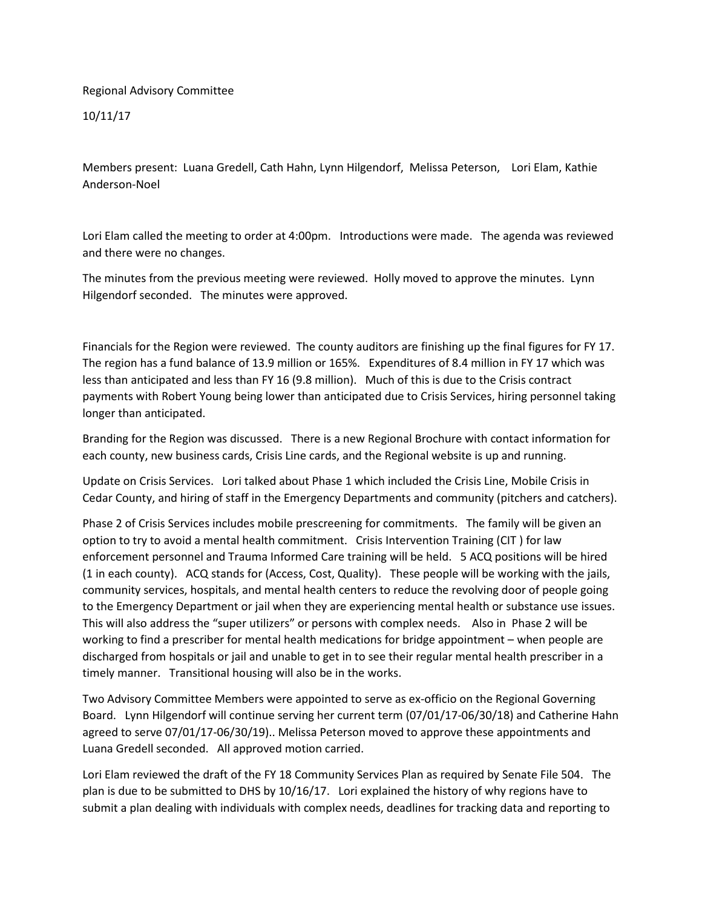Regional Advisory Committee

10/11/17

Members present: Luana Gredell, Cath Hahn, Lynn Hilgendorf, Melissa Peterson, Lori Elam, Kathie Anderson-Noel

Lori Elam called the meeting to order at 4:00pm. Introductions were made. The agenda was reviewed and there were no changes.

The minutes from the previous meeting were reviewed. Holly moved to approve the minutes. Lynn Hilgendorf seconded. The minutes were approved.

Financials for the Region were reviewed. The county auditors are finishing up the final figures for FY 17. The region has a fund balance of 13.9 million or 165%. Expenditures of 8.4 million in FY 17 which was less than anticipated and less than FY 16 (9.8 million). Much of this is due to the Crisis contract payments with Robert Young being lower than anticipated due to Crisis Services, hiring personnel taking longer than anticipated.

Branding for the Region was discussed. There is a new Regional Brochure with contact information for each county, new business cards, Crisis Line cards, and the Regional website is up and running.

Update on Crisis Services. Lori talked about Phase 1 which included the Crisis Line, Mobile Crisis in Cedar County, and hiring of staff in the Emergency Departments and community (pitchers and catchers).

Phase 2 of Crisis Services includes mobile prescreening for commitments. The family will be given an option to try to avoid a mental health commitment. Crisis Intervention Training (CIT ) for law enforcement personnel and Trauma Informed Care training will be held. 5 ACQ positions will be hired (1 in each county). ACQ stands for (Access, Cost, Quality). These people will be working with the jails, community services, hospitals, and mental health centers to reduce the revolving door of people going to the Emergency Department or jail when they are experiencing mental health or substance use issues. This will also address the "super utilizers" or persons with complex needs. Also in Phase 2 will be working to find a prescriber for mental health medications for bridge appointment – when people are discharged from hospitals or jail and unable to get in to see their regular mental health prescriber in a timely manner. Transitional housing will also be in the works.

Two Advisory Committee Members were appointed to serve as ex-officio on the Regional Governing Board. Lynn Hilgendorf will continue serving her current term (07/01/17-06/30/18) and Catherine Hahn agreed to serve 07/01/17-06/30/19).. Melissa Peterson moved to approve these appointments and Luana Gredell seconded. All approved motion carried.

Lori Elam reviewed the draft of the FY 18 Community Services Plan as required by Senate File 504. The plan is due to be submitted to DHS by 10/16/17. Lori explained the history of why regions have to submit a plan dealing with individuals with complex needs, deadlines for tracking data and reporting to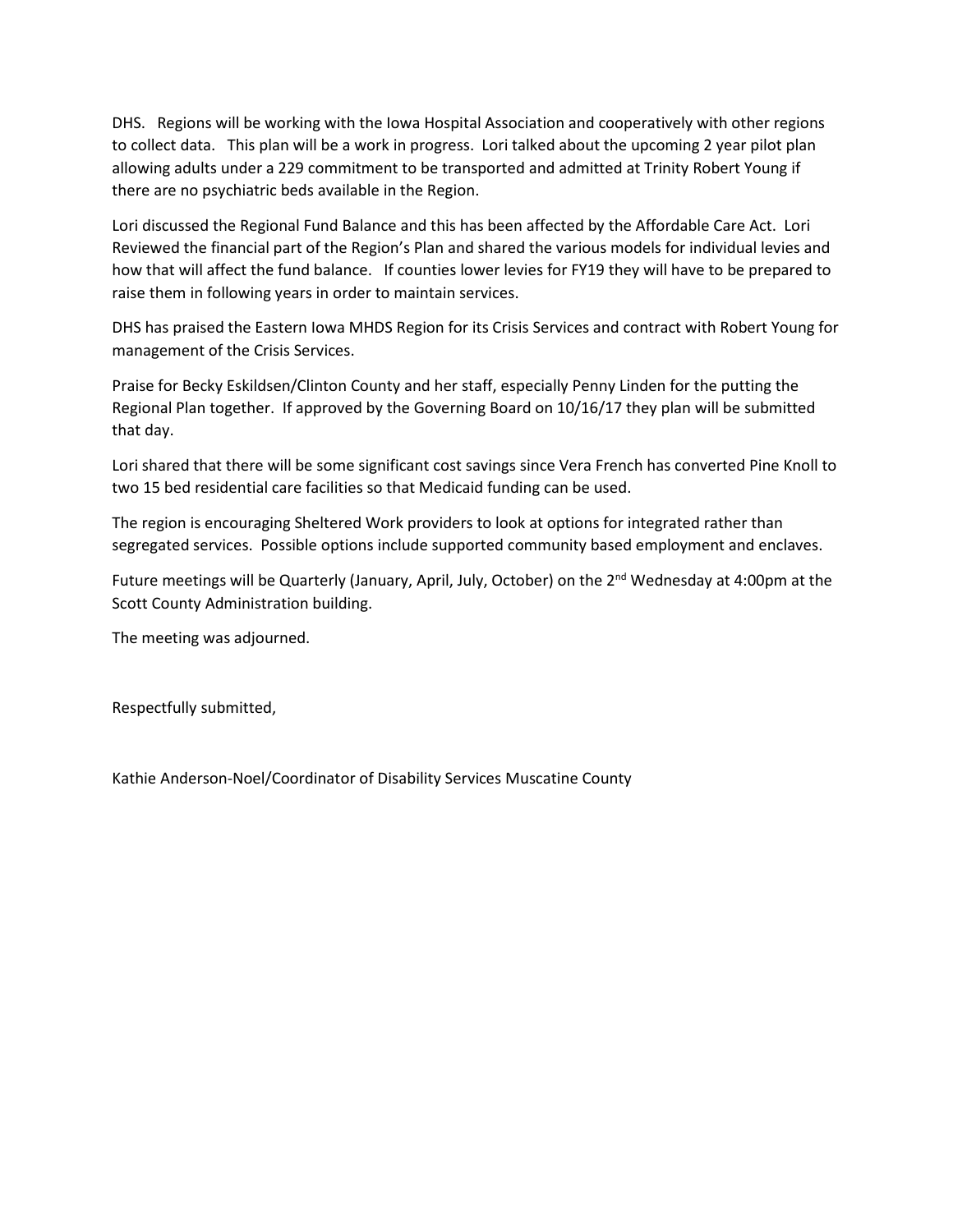DHS. Regions will be working with the Iowa Hospital Association and cooperatively with other regions to collect data. This plan will be a work in progress. Lori talked about the upcoming 2 year pilot plan allowing adults under a 229 commitment to be transported and admitted at Trinity Robert Young if there are no psychiatric beds available in the Region.

Lori discussed the Regional Fund Balance and this has been affected by the Affordable Care Act. Lori Reviewed the financial part of the Region's Plan and shared the various models for individual levies and how that will affect the fund balance. If counties lower levies for FY19 they will have to be prepared to raise them in following years in order to maintain services.

DHS has praised the Eastern Iowa MHDS Region for its Crisis Services and contract with Robert Young for management of the Crisis Services.

Praise for Becky Eskildsen/Clinton County and her staff, especially Penny Linden for the putting the Regional Plan together. If approved by the Governing Board on 10/16/17 they plan will be submitted that day.

Lori shared that there will be some significant cost savings since Vera French has converted Pine Knoll to two 15 bed residential care facilities so that Medicaid funding can be used.

The region is encouraging Sheltered Work providers to look at options for integrated rather than segregated services. Possible options include supported community based employment and enclaves.

Future meetings will be Quarterly (January, April, July, October) on the 2nd Wednesday at 4:00pm at the Scott County Administration building.

The meeting was adjourned.

Respectfully submitted,

Kathie Anderson-Noel/Coordinator of Disability Services Muscatine County